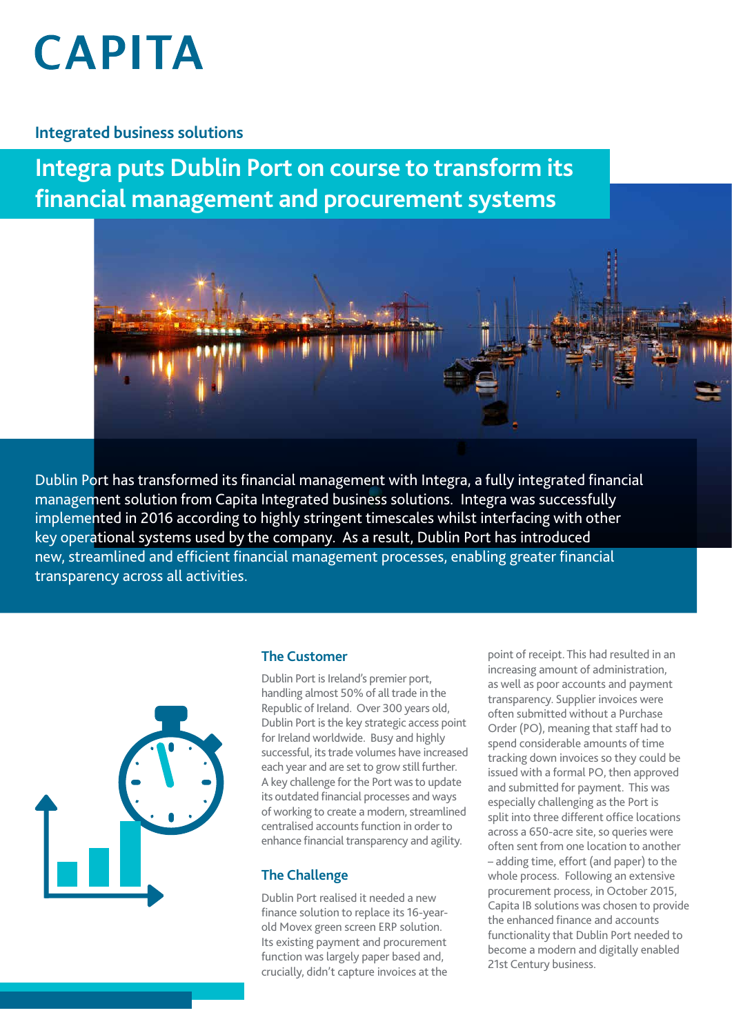# CAPITA

## Integrated business solutions

# Integra puts Dublin Port on course to transform its financial management and procurement systems

Dublin Port has transformed its financial management with Integra, a fully integrated financial management solution from Capita Integrated business solutions. Integra was successfully implemented in 2016 according to highly stringent timescales whilst interfacing with other key operational systems used by the company. As a result, Dublin Port has introduced new, streamlined and efficient financial management processes, enabling greater financial transparency across all activities.

### The Customer

Dublin Port is Ireland's premier port, handling almost 50% of all trade in the Republic of Ireland. Over 300 years old, Dublin Port is the key strategic access point for Ireland worldwide. Busy and highly successful, its trade volumes have increased each year and are set to grow still further. A key challenge for the Port was to update its outdated financial processes and ways of working to create a modern, streamlined centralised accounts function in order to enhance financial transparency and agility.

### The Challenge

Dublin Port realised it needed a new finance solution to replace its 16-year-old Movex green screen ERP solution. Its existing payment and procurement function was largely paper based and, crucially, didn't capture invoices at the point of receipt. This had resulted in an increasing amount of administration, as well as poor accounts and payment transparency. Supplier invoices were often submitted without a Purchase Order (PO), meaning that staff had to spend considerable amounts of time tracking down invoices so they could be issued with a formal PO, then approved and submitted for payment. This was especially challenging as the Port is split into three different office locations across a 650-acre site, so queries were often sent from one location to another – adding time, effort (and paper) to the whole process. Following an extensive procurement process, in October 2015, Capita IB solutions was chosen to provide the enhanced finance and accounts functionality that Dublin Port needed to become a modern and digitally enabled 21st Century business.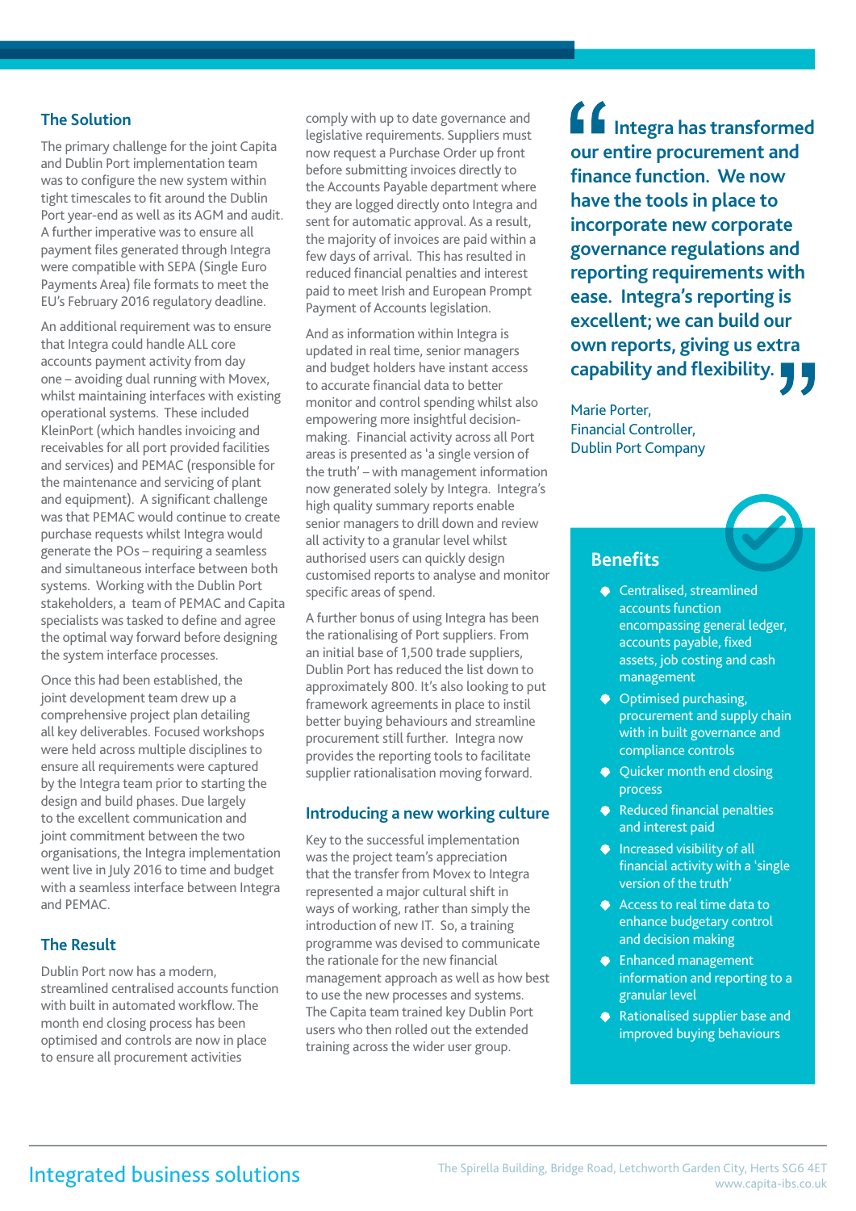## The Solution

The primary challenge for the joint Capita and Dublin Port implementation team was to configure the new system within tight timescales to fit around the Dublin Port year-end as well as its AGM and audit. A further imperative was to ensure all payment files generated through Integra were compatible with SEPA (Single Euro Payments Area) file formats to meet the EU's February 2016 regulatory deadline.

An additional requirement was to ensure that Integra could handle ALL core accounts payment activity from day one – avoiding dual running with Movex, whilst maintaining interfaces with existing operational systems. These included KleinPort (which handles invoicing and receivables for all port provided facilities and services) and PEMAC (responsible for the maintenance and servicing of plant and equipment). A significant challenge was that PEMAC would continue to create purchase requests whilst Integra would generate the POs – requiring a seamless and simultaneous interface between both systems. Working with the Dublin Port stakeholders, a team of PEMAC and Capita specialists was tasked to define and agree the optimal way forward before designing the system interface processes.

Once this had been established, the joint development team drew up a comprehensive project plan detailing all key deliverables. Focused workshops were held across multiple disciplines to ensure all requirements were captured by the Integra team prior to starting the design and build phases. Due largely to the excellent communication and joint commitment between the two organisations, the Integra implementation went live in July 2016 to time and budget with a seamless interface between Integra and PEMAC.

## The Result

Dublin Port now has a modern, streamlined centralised accounts function with built in automated workflow. The month end closing process has been optimised and controls are now in place to ensure all procurement activities comply with up to date governance and legislative requirements. Suppliers must now request a Purchase Order up front before submitting invoices directly to the Accounts Payable department where they are logged directly onto Integra and sent for automatic approval. As a result, the majority of invoices are paid within a few days of arrival. This has resulted in reduced financial penalties and interest paid to meet Irish and European Prompt Payment of Accounts legislation.

And as information within Integra is updated in real time, senior managers and budget holders have instant access to accurate financial data to better monitor and control spending whilst also empowering more insightful decision-making. Financial activity across all Port areas is presented as 'a single version of the truth' – with management information now generated solely by Integra. Integra's high quality summary reports enable senior managers to drill down and review all activity to a granular level whilst authorised users can quickly design customised reports to analyse and monitor specific areas of spend.

A further bonus of using Integra has been the rationalising of Port suppliers. From an initial base of 1,500 trade suppliers, Dublin Port has reduced the list down to approximately 800. It's also looking to put framework agreements in place to instil better buying behaviours and streamline procurement still further. Integra now provides the reporting tools to facilitate supplier rationalisation moving forward.

## Introducing a new working culture

Key to the successful implementation was the project team's appreciation that the transfer from Movex to Integra represented a major cultural shift in ways of working, rather than simply the introduction of new IT. So, a training programme was devised to communicate the rationale for the new financial management approach as well as how best to use the new processes and systems. The Capita team trained key Dublin Port users who then rolled out the extended training across the wider user group.

> **"Integra has transformed our entire procurement and finance function. We now have the tools in place to incorporate new corporate governance regulations and reporting requirements with ease. Integra's reporting is excellent; we can build our own reports, giving us extra capability and flexibility."**

Marie Porter,
Financial Controller,
Dublin Port Company

## Benefits

- Centralised, streamlined accounts function encompassing general ledger, accounts payable, fixed assets, job costing and cash management
- Optimised purchasing, procurement and supply chain with in built governance and compliance controls
- Quicker month end closing process
- Reduced financial penalties and interest paid
- Increased visibility of all financial activity with a 'single version of the truth'
- Access to real time data to enhance budgetary control and decision making
- Enhanced management information and reporting to a granular level
- Rationalised supplier base and improved buying behaviours

Integrated business solutions

The Spirella Building, Bridge Road, Letchworth Garden City, Herts SG6 4ET
www.capita-ibs.co.uk